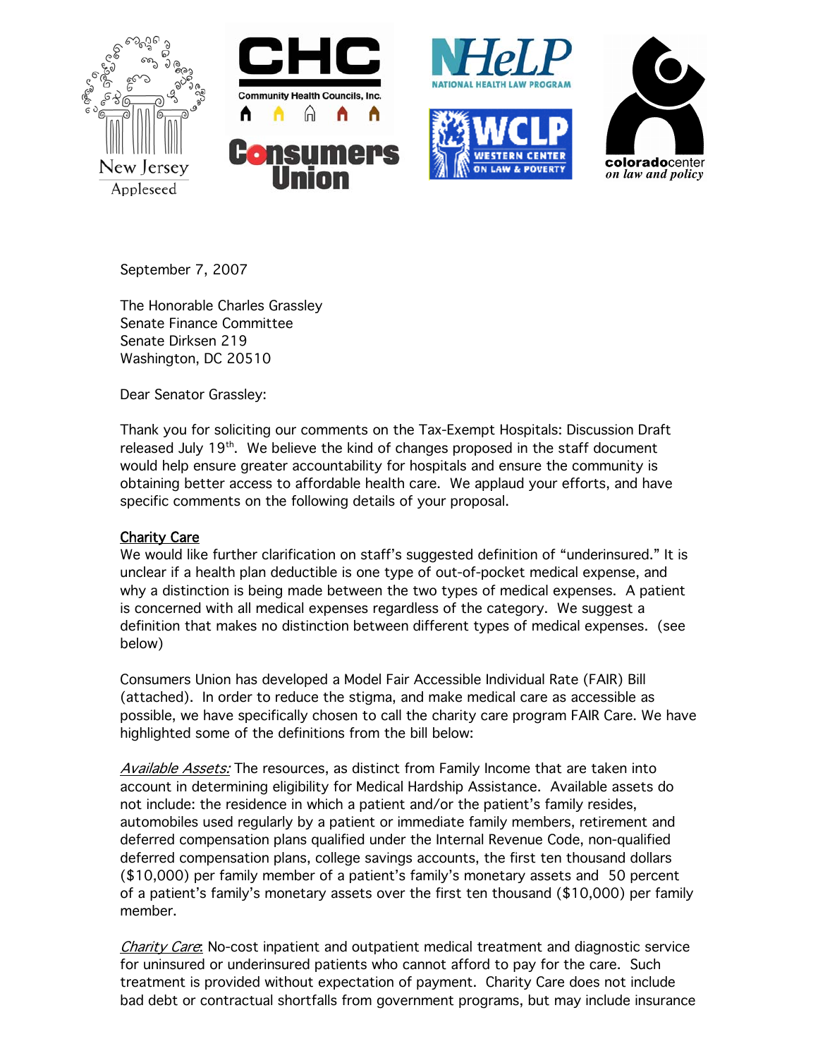New Jersey Appleseed | CHC Community Health Councils, Inc. | Consumers Union | NHeLP National Health Law Program | WCLP Western Center on Law & Poverty | colorado center on law and policy

September 7, 2007

The Honorable Charles Grassley
Senate Finance Committee
Senate Dirksen 219
Washington, DC 20510

Dear Senator Grassley:

Thank you for soliciting our comments on the Tax-Exempt Hospitals: Discussion Draft released July 19th. We believe the kind of changes proposed in the staff document would help ensure greater accountability for hospitals and ensure the community is obtaining better access to affordable health care. We applaud your efforts, and have specific comments on the following details of your proposal.

<u>Charity Care</u>

We would like further clarification on staff's suggested definition of "underinsured." It is unclear if a health plan deductible is one type of out-of-pocket medical expense, and why a distinction is being made between the two types of medical expenses. A patient is concerned with all medical expenses regardless of the category. We suggest a definition that makes no distinction between different types of medical expenses. (see below)

Consumers Union has developed a Model Fair Accessible Individual Rate (FAIR) Bill (attached). In order to reduce the stigma, and make medical care as accessible as possible, we have specifically chosen to call the charity care program FAIR Care. We have highlighted some of the definitions from the bill below:

*<u>Available Assets:</u>* The resources, as distinct from Family Income that are taken into account in determining eligibility for Medical Hardship Assistance. Available assets do not include: the residence in which a patient and/or the patient's family resides, automobiles used regularly by a patient or immediate family members, retirement and deferred compensation plans qualified under the Internal Revenue Code, non-qualified deferred compensation plans, college savings accounts, the first ten thousand dollars ($10,000) per family member of a patient's family's monetary assets and 50 percent of a patient's family's monetary assets over the first ten thousand ($10,000) per family member.

*<u>Charity Care</u>*: No-cost inpatient and outpatient medical treatment and diagnostic service for uninsured or underinsured patients who cannot afford to pay for the care. Such treatment is provided without expectation of payment. Charity Care does not include bad debt or contractual shortfalls from government programs, but may include insurance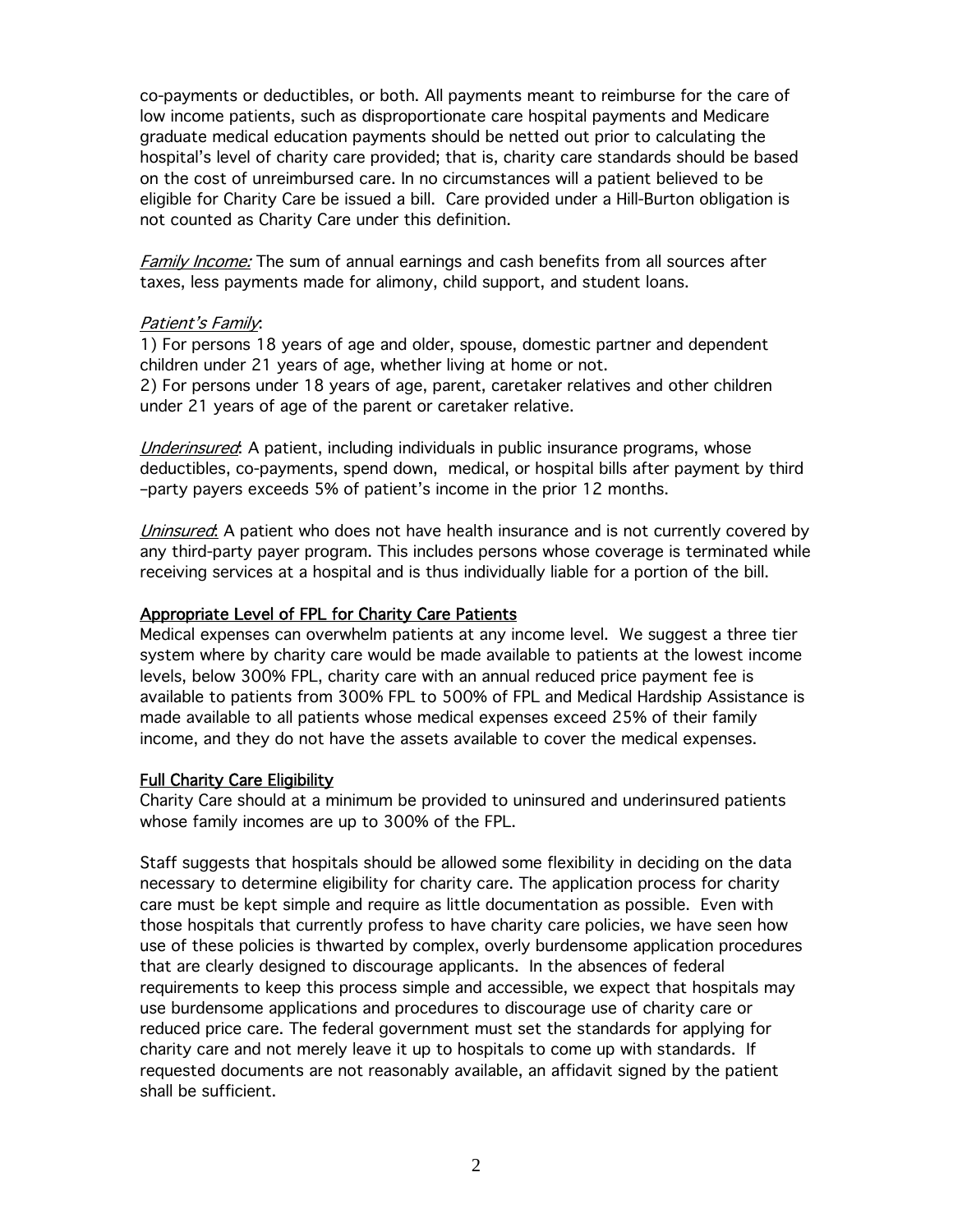co-payments or deductibles, or both. All payments meant to reimburse for the care of low income patients, such as disproportionate care hospital payments and Medicare graduate medical education payments should be netted out prior to calculating the hospital's level of charity care provided; that is, charity care standards should be based on the cost of unreimbursed care. In no circumstances will a patient believed to be eligible for Charity Care be issued a bill. Care provided under a Hill-Burton obligation is not counted as Charity Care under this definition.

*Family Income:* The sum of annual earnings and cash benefits from all sources after taxes, less payments made for alimony, child support, and student loans.

*Patient's Family*:
1) For persons 18 years of age and older, spouse, domestic partner and dependent children under 21 years of age, whether living at home or not.
2) For persons under 18 years of age, parent, caretaker relatives and other children under 21 years of age of the parent or caretaker relative.

*Underinsured*: A patient, including individuals in public insurance programs, whose deductibles, co-payments, spend down, medical, or hospital bills after payment by third –party payers exceeds 5% of patient's income in the prior 12 months.

*Uninsured*: A patient who does not have health insurance and is not currently covered by any third-party payer program. This includes persons whose coverage is terminated while receiving services at a hospital and is thus individually liable for a portion of the bill.

## Appropriate Level of FPL for Charity Care Patients

Medical expenses can overwhelm patients at any income level. We suggest a three tier system where by charity care would be made available to patients at the lowest income levels, below 300% FPL, charity care with an annual reduced price payment fee is available to patients from 300% FPL to 500% of FPL and Medical Hardship Assistance is made available to all patients whose medical expenses exceed 25% of their family income, and they do not have the assets available to cover the medical expenses.

## Full Charity Care Eligibility

Charity Care should at a minimum be provided to uninsured and underinsured patients whose family incomes are up to 300% of the FPL.

Staff suggests that hospitals should be allowed some flexibility in deciding on the data necessary to determine eligibility for charity care. The application process for charity care must be kept simple and require as little documentation as possible. Even with those hospitals that currently profess to have charity care policies, we have seen how use of these policies is thwarted by complex, overly burdensome application procedures that are clearly designed to discourage applicants. In the absences of federal requirements to keep this process simple and accessible, we expect that hospitals may use burdensome applications and procedures to discourage use of charity care or reduced price care. The federal government must set the standards for applying for charity care and not merely leave it up to hospitals to come up with standards. If requested documents are not reasonably available, an affidavit signed by the patient shall be sufficient.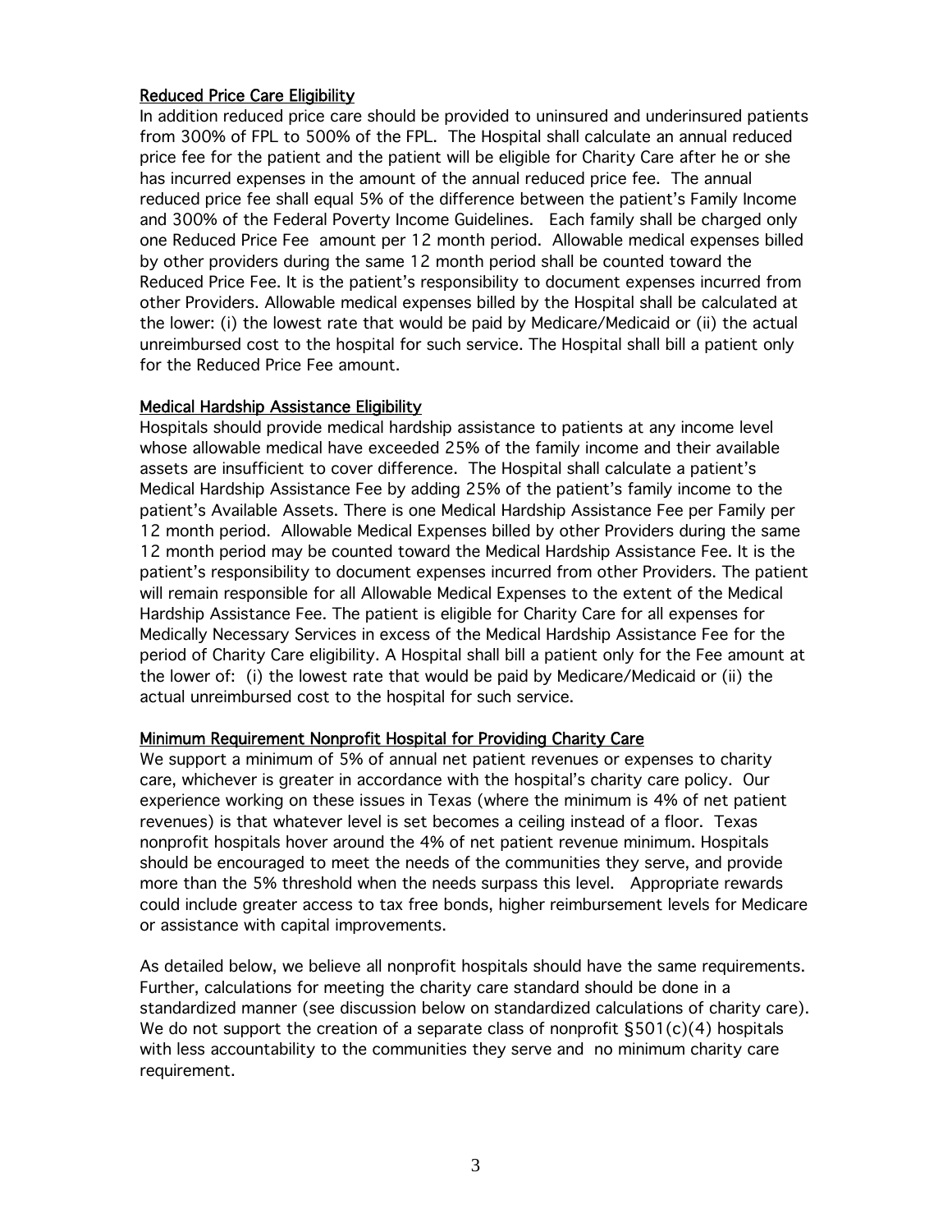Reduced Price Care Eligibility

In addition reduced price care should be provided to uninsured and underinsured patients from 300% of FPL to 500% of the FPL. The Hospital shall calculate an annual reduced price fee for the patient and the patient will be eligible for Charity Care after he or she has incurred expenses in the amount of the annual reduced price fee. The annual reduced price fee shall equal 5% of the difference between the patient's Family Income and 300% of the Federal Poverty Income Guidelines. Each family shall be charged only one Reduced Price Fee amount per 12 month period. Allowable medical expenses billed by other providers during the same 12 month period shall be counted toward the Reduced Price Fee. It is the patient's responsibility to document expenses incurred from other Providers. Allowable medical expenses billed by the Hospital shall be calculated at the lower: (i) the lowest rate that would be paid by Medicare/Medicaid or (ii) the actual unreimbursed cost to the hospital for such service. The Hospital shall bill a patient only for the Reduced Price Fee amount.

Medical Hardship Assistance Eligibility

Hospitals should provide medical hardship assistance to patients at any income level whose allowable medical have exceeded 25% of the family income and their available assets are insufficient to cover difference. The Hospital shall calculate a patient's Medical Hardship Assistance Fee by adding 25% of the patient's family income to the patient's Available Assets. There is one Medical Hardship Assistance Fee per Family per 12 month period. Allowable Medical Expenses billed by other Providers during the same 12 month period may be counted toward the Medical Hardship Assistance Fee. It is the patient's responsibility to document expenses incurred from other Providers. The patient will remain responsible for all Allowable Medical Expenses to the extent of the Medical Hardship Assistance Fee. The patient is eligible for Charity Care for all expenses for Medically Necessary Services in excess of the Medical Hardship Assistance Fee for the period of Charity Care eligibility. A Hospital shall bill a patient only for the Fee amount at the lower of: (i) the lowest rate that would be paid by Medicare/Medicaid or (ii) the actual unreimbursed cost to the hospital for such service.

Minimum Requirement Nonprofit Hospital for Providing Charity Care

We support a minimum of 5% of annual net patient revenues or expenses to charity care, whichever is greater in accordance with the hospital's charity care policy. Our experience working on these issues in Texas (where the minimum is 4% of net patient revenues) is that whatever level is set becomes a ceiling instead of a floor. Texas nonprofit hospitals hover around the 4% of net patient revenue minimum. Hospitals should be encouraged to meet the needs of the communities they serve, and provide more than the 5% threshold when the needs surpass this level. Appropriate rewards could include greater access to tax free bonds, higher reimbursement levels for Medicare or assistance with capital improvements.

As detailed below, we believe all nonprofit hospitals should have the same requirements. Further, calculations for meeting the charity care standard should be done in a standardized manner (see discussion below on standardized calculations of charity care). We do not support the creation of a separate class of nonprofit §501(c)(4) hospitals with less accountability to the communities they serve and no minimum charity care requirement.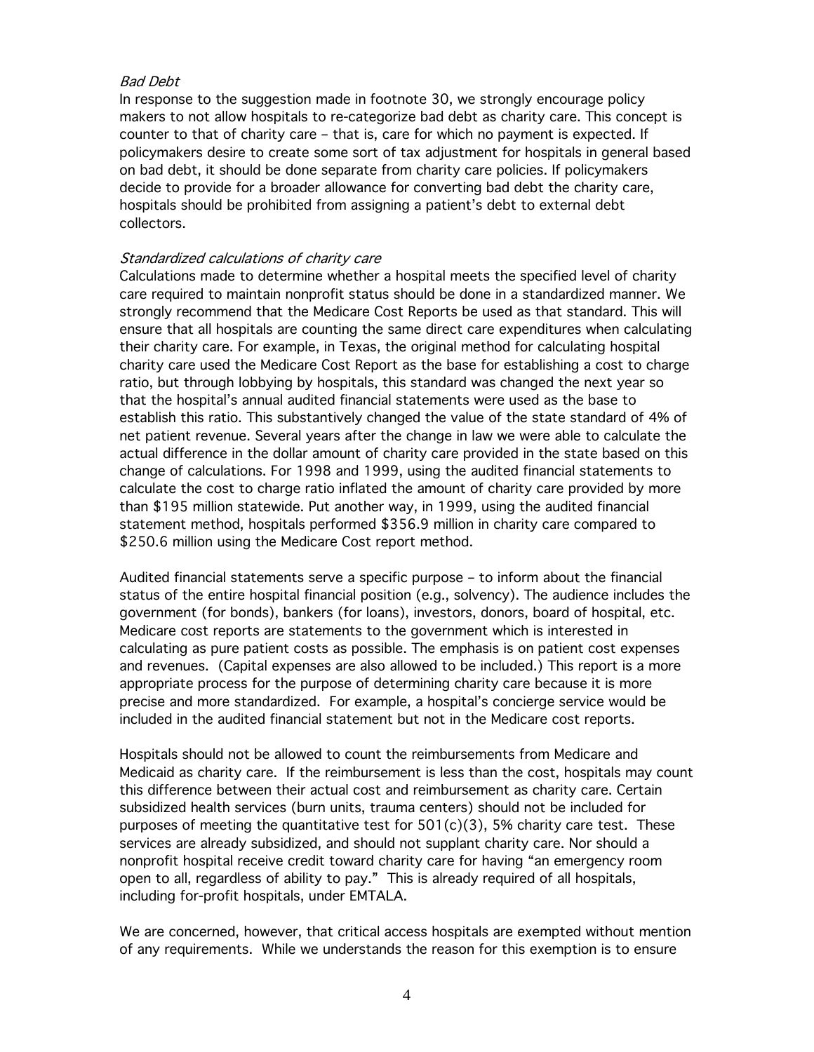*Bad Debt*

In response to the suggestion made in footnote 30, we strongly encourage policy makers to not allow hospitals to re-categorize bad debt as charity care. This concept is counter to that of charity care – that is, care for which no payment is expected. If policymakers desire to create some sort of tax adjustment for hospitals in general based on bad debt, it should be done separate from charity care policies. If policymakers decide to provide for a broader allowance for converting bad debt the charity care, hospitals should be prohibited from assigning a patient's debt to external debt collectors.

*Standardized calculations of charity care*

Calculations made to determine whether a hospital meets the specified level of charity care required to maintain nonprofit status should be done in a standardized manner. We strongly recommend that the Medicare Cost Reports be used as that standard. This will ensure that all hospitals are counting the same direct care expenditures when calculating their charity care. For example, in Texas, the original method for calculating hospital charity care used the Medicare Cost Report as the base for establishing a cost to charge ratio, but through lobbying by hospitals, this standard was changed the next year so that the hospital's annual audited financial statements were used as the base to establish this ratio. This substantively changed the value of the state standard of 4% of net patient revenue. Several years after the change in law we were able to calculate the actual difference in the dollar amount of charity care provided in the state based on this change of calculations. For 1998 and 1999, using the audited financial statements to calculate the cost to charge ratio inflated the amount of charity care provided by more than $195 million statewide. Put another way, in 1999, using the audited financial statement method, hospitals performed $356.9 million in charity care compared to $250.6 million using the Medicare Cost report method.

Audited financial statements serve a specific purpose – to inform about the financial status of the entire hospital financial position (e.g., solvency). The audience includes the government (for bonds), bankers (for loans), investors, donors, board of hospital, etc. Medicare cost reports are statements to the government which is interested in calculating as pure patient costs as possible. The emphasis is on patient cost expenses and revenues. (Capital expenses are also allowed to be included.) This report is a more appropriate process for the purpose of determining charity care because it is more precise and more standardized. For example, a hospital's concierge service would be included in the audited financial statement but not in the Medicare cost reports.

Hospitals should not be allowed to count the reimbursements from Medicare and Medicaid as charity care. If the reimbursement is less than the cost, hospitals may count this difference between their actual cost and reimbursement as charity care. Certain subsidized health services (burn units, trauma centers) should not be included for purposes of meeting the quantitative test for 501(c)(3), 5% charity care test. These services are already subsidized, and should not supplant charity care. Nor should a nonprofit hospital receive credit toward charity care for having "an emergency room open to all, regardless of ability to pay." This is already required of all hospitals, including for-profit hospitals, under EMTALA.

We are concerned, however, that critical access hospitals are exempted without mention of any requirements. While we understands the reason for this exemption is to ensure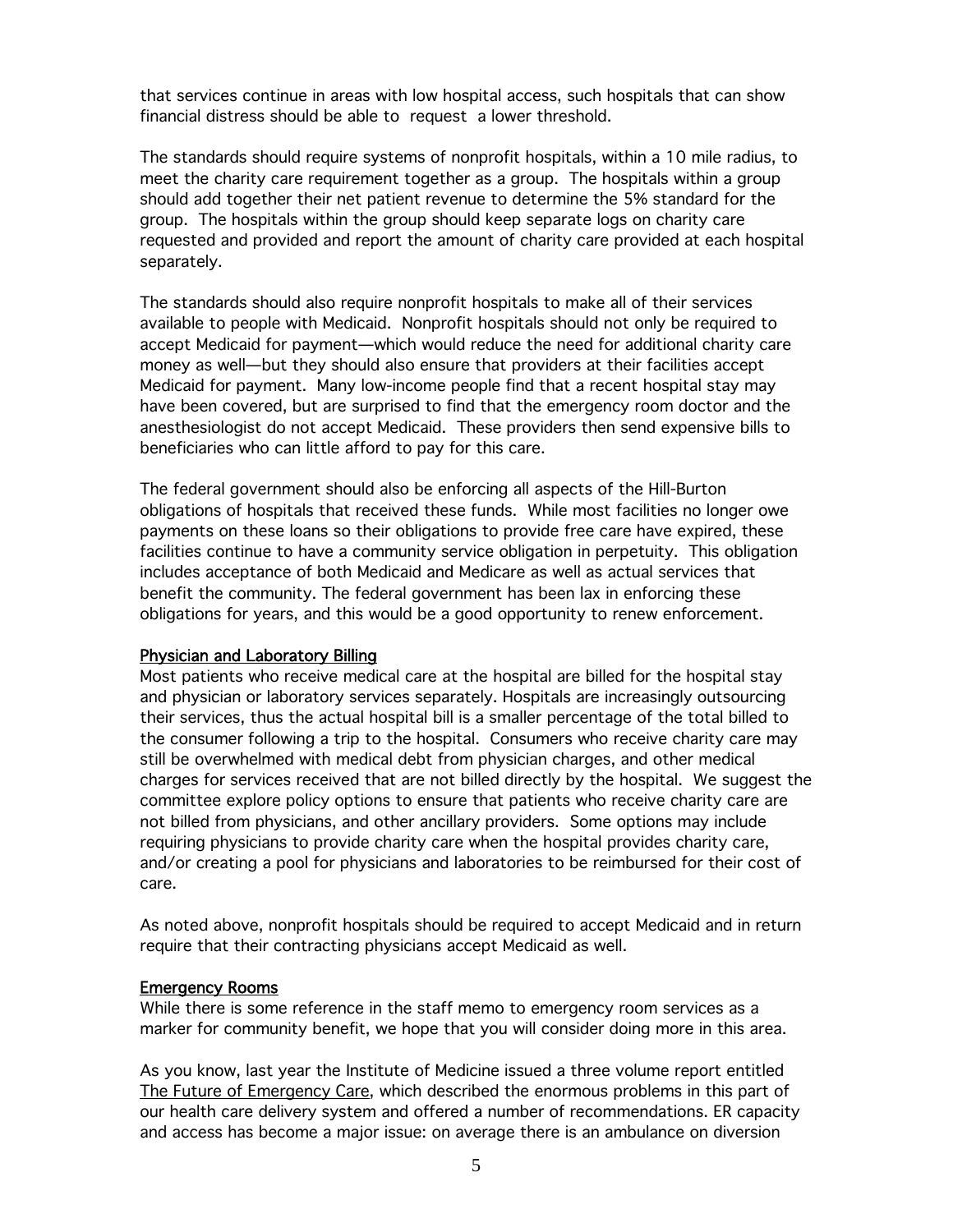that services continue in areas with low hospital access, such hospitals that can show financial distress should be able to request a lower threshold.

The standards should require systems of nonprofit hospitals, within a 10 mile radius, to meet the charity care requirement together as a group. The hospitals within a group should add together their net patient revenue to determine the 5% standard for the group. The hospitals within the group should keep separate logs on charity care requested and provided and report the amount of charity care provided at each hospital separately.

The standards should also require nonprofit hospitals to make all of their services available to people with Medicaid. Nonprofit hospitals should not only be required to accept Medicaid for payment—which would reduce the need for additional charity care money as well—but they should also ensure that providers at their facilities accept Medicaid for payment. Many low-income people find that a recent hospital stay may have been covered, but are surprised to find that the emergency room doctor and the anesthesiologist do not accept Medicaid. These providers then send expensive bills to beneficiaries who can little afford to pay for this care.

The federal government should also be enforcing all aspects of the Hill-Burton obligations of hospitals that received these funds. While most facilities no longer owe payments on these loans so their obligations to provide free care have expired, these facilities continue to have a community service obligation in perpetuity. This obligation includes acceptance of both Medicaid and Medicare as well as actual services that benefit the community. The federal government has been lax in enforcing these obligations for years, and this would be a good opportunity to renew enforcement.

<u>Physician and Laboratory Billing</u>

Most patients who receive medical care at the hospital are billed for the hospital stay and physician or laboratory services separately. Hospitals are increasingly outsourcing their services, thus the actual hospital bill is a smaller percentage of the total billed to the consumer following a trip to the hospital. Consumers who receive charity care may still be overwhelmed with medical debt from physician charges, and other medical charges for services received that are not billed directly by the hospital. We suggest the committee explore policy options to ensure that patients who receive charity care are not billed from physicians, and other ancillary providers. Some options may include requiring physicians to provide charity care when the hospital provides charity care, and/or creating a pool for physicians and laboratories to be reimbursed for their cost of care.

As noted above, nonprofit hospitals should be required to accept Medicaid and in return require that their contracting physicians accept Medicaid as well.

<u>Emergency Rooms</u>

While there is some reference in the staff memo to emergency room services as a marker for community benefit, we hope that you will consider doing more in this area.

As you know, last year the Institute of Medicine issued a three volume report entitled <u>The Future of Emergency Care</u>, which described the enormous problems in this part of our health care delivery system and offered a number of recommendations. ER capacity and access has become a major issue: on average there is an ambulance on diversion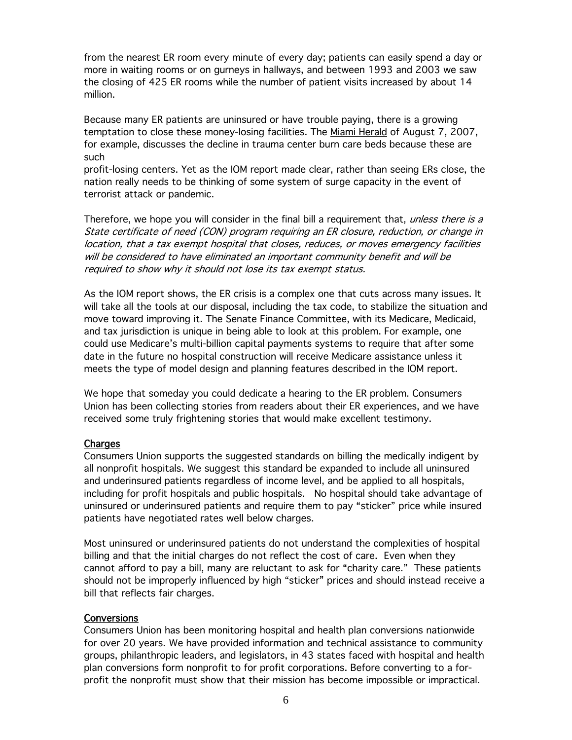from the nearest ER room every minute of every day; patients can easily spend a day or more in waiting rooms or on gurneys in hallways, and between 1993 and 2003 we saw the closing of 425 ER rooms while the number of patient visits increased by about 14 million.

Because many ER patients are uninsured or have trouble paying, there is a growing temptation to close these money-losing facilities. The Miami Herald of August 7, 2007, for example, discusses the decline in trauma center burn care beds because these are such profit-losing centers. Yet as the IOM report made clear, rather than seeing ERs close, the nation really needs to be thinking of some system of surge capacity in the event of terrorist attack or pandemic.

Therefore, we hope you will consider in the final bill a requirement that, *unless there is a State certificate of need (CON) program requiring an ER closure, reduction, or change in location, that a tax exempt hospital that closes, reduces, or moves emergency facilities will be considered to have eliminated an important community benefit and will be required to show why it should not lose its tax exempt status.*

As the IOM report shows, the ER crisis is a complex one that cuts across many issues. It will take all the tools at our disposal, including the tax code, to stabilize the situation and move toward improving it. The Senate Finance Committee, with its Medicare, Medicaid, and tax jurisdiction is unique in being able to look at this problem. For example, one could use Medicare's multi-billion capital payments systems to require that after some date in the future no hospital construction will receive Medicare assistance unless it meets the type of model design and planning features described in the IOM report.

We hope that someday you could dedicate a hearing to the ER problem. Consumers Union has been collecting stories from readers about their ER experiences, and we have received some truly frightening stories that would make excellent testimony.

## Charges

Consumers Union supports the suggested standards on billing the medically indigent by all nonprofit hospitals. We suggest this standard be expanded to include all uninsured and underinsured patients regardless of income level, and be applied to all hospitals, including for profit hospitals and public hospitals. No hospital should take advantage of uninsured or underinsured patients and require them to pay "sticker" price while insured patients have negotiated rates well below charges.

Most uninsured or underinsured patients do not understand the complexities of hospital billing and that the initial charges do not reflect the cost of care. Even when they cannot afford to pay a bill, many are reluctant to ask for "charity care." These patients should not be improperly influenced by high "sticker" prices and should instead receive a bill that reflects fair charges.

## Conversions

Consumers Union has been monitoring hospital and health plan conversions nationwide for over 20 years. We have provided information and technical assistance to community groups, philanthropic leaders, and legislators, in 43 states faced with hospital and health plan conversions form nonprofit to for profit corporations. Before converting to a for-profit the nonprofit must show that their mission has become impossible or impractical.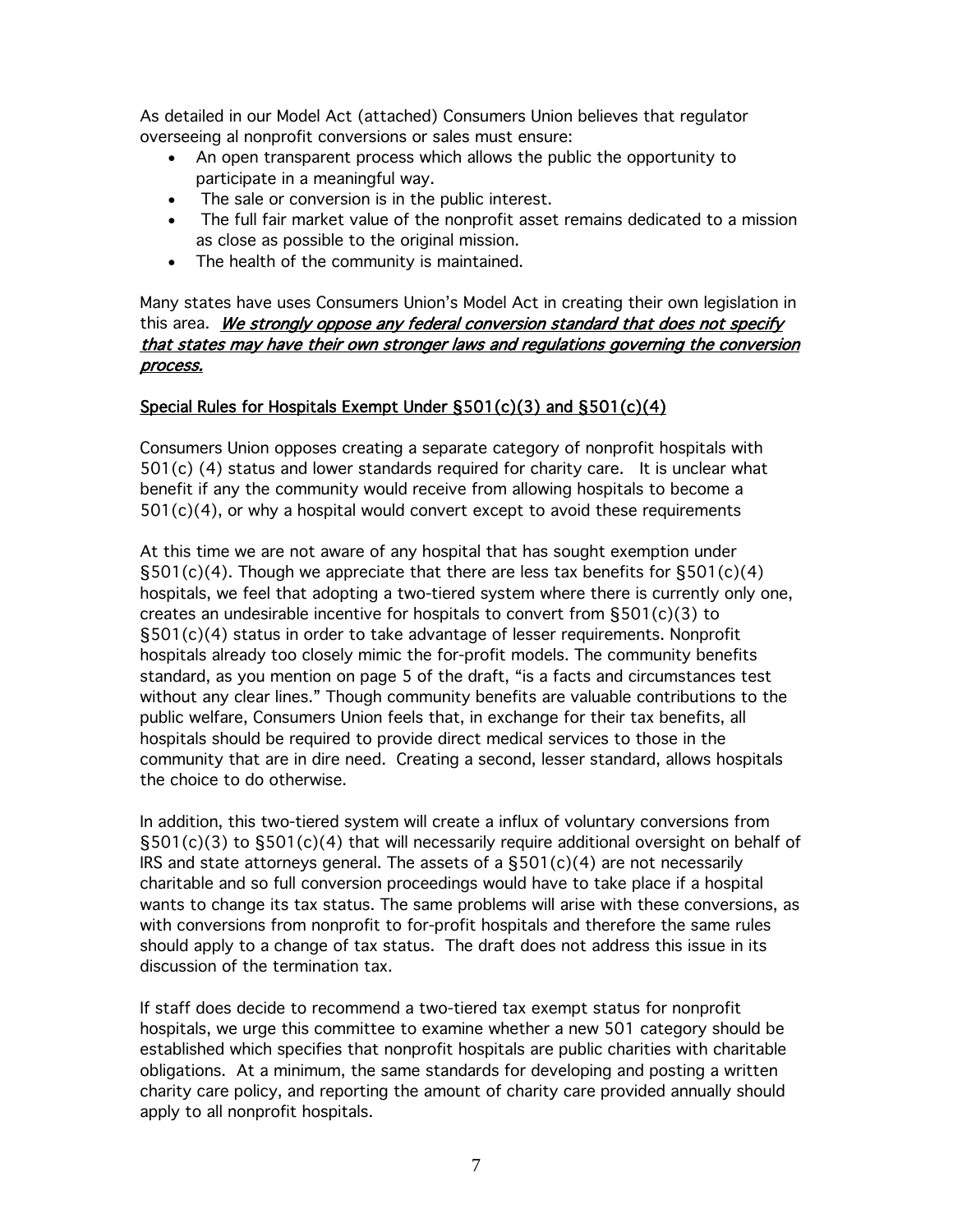As detailed in our Model Act (attached) Consumers Union believes that regulator overseeing al nonprofit conversions or sales must ensure:

- An open transparent process which allows the public the opportunity to participate in a meaningful way.
- The sale or conversion is in the public interest.
- The full fair market value of the nonprofit asset remains dedicated to a mission as close as possible to the original mission.
- The health of the community is maintained.

Many states have uses Consumers Union's Model Act in creating their own legislation in this area. ***We strongly oppose any federal conversion standard that does not specify that states may have their own stronger laws and regulations governing the conversion process.***

## Special Rules for Hospitals Exempt Under §501(c)(3) and §501(c)(4)

Consumers Union opposes creating a separate category of nonprofit hospitals with 501(c) (4) status and lower standards required for charity care. It is unclear what benefit if any the community would receive from allowing hospitals to become a 501(c)(4), or why a hospital would convert except to avoid these requirements

At this time we are not aware of any hospital that has sought exemption under §501(c)(4). Though we appreciate that there are less tax benefits for §501(c)(4) hospitals, we feel that adopting a two-tiered system where there is currently only one, creates an undesirable incentive for hospitals to convert from §501(c)(3) to §501(c)(4) status in order to take advantage of lesser requirements. Nonprofit hospitals already too closely mimic the for-profit models. The community benefits standard, as you mention on page 5 of the draft, "is a facts and circumstances test without any clear lines." Though community benefits are valuable contributions to the public welfare, Consumers Union feels that, in exchange for their tax benefits, all hospitals should be required to provide direct medical services to those in the community that are in dire need. Creating a second, lesser standard, allows hospitals the choice to do otherwise.

In addition, this two-tiered system will create a influx of voluntary conversions from §501(c)(3) to §501(c)(4) that will necessarily require additional oversight on behalf of IRS and state attorneys general. The assets of a §501(c)(4) are not necessarily charitable and so full conversion proceedings would have to take place if a hospital wants to change its tax status. The same problems will arise with these conversions, as with conversions from nonprofit to for-profit hospitals and therefore the same rules should apply to a change of tax status. The draft does not address this issue in its discussion of the termination tax.

If staff does decide to recommend a two-tiered tax exempt status for nonprofit hospitals, we urge this committee to examine whether a new 501 category should be established which specifies that nonprofit hospitals are public charities with charitable obligations. At a minimum, the same standards for developing and posting a written charity care policy, and reporting the amount of charity care provided annually should apply to all nonprofit hospitals.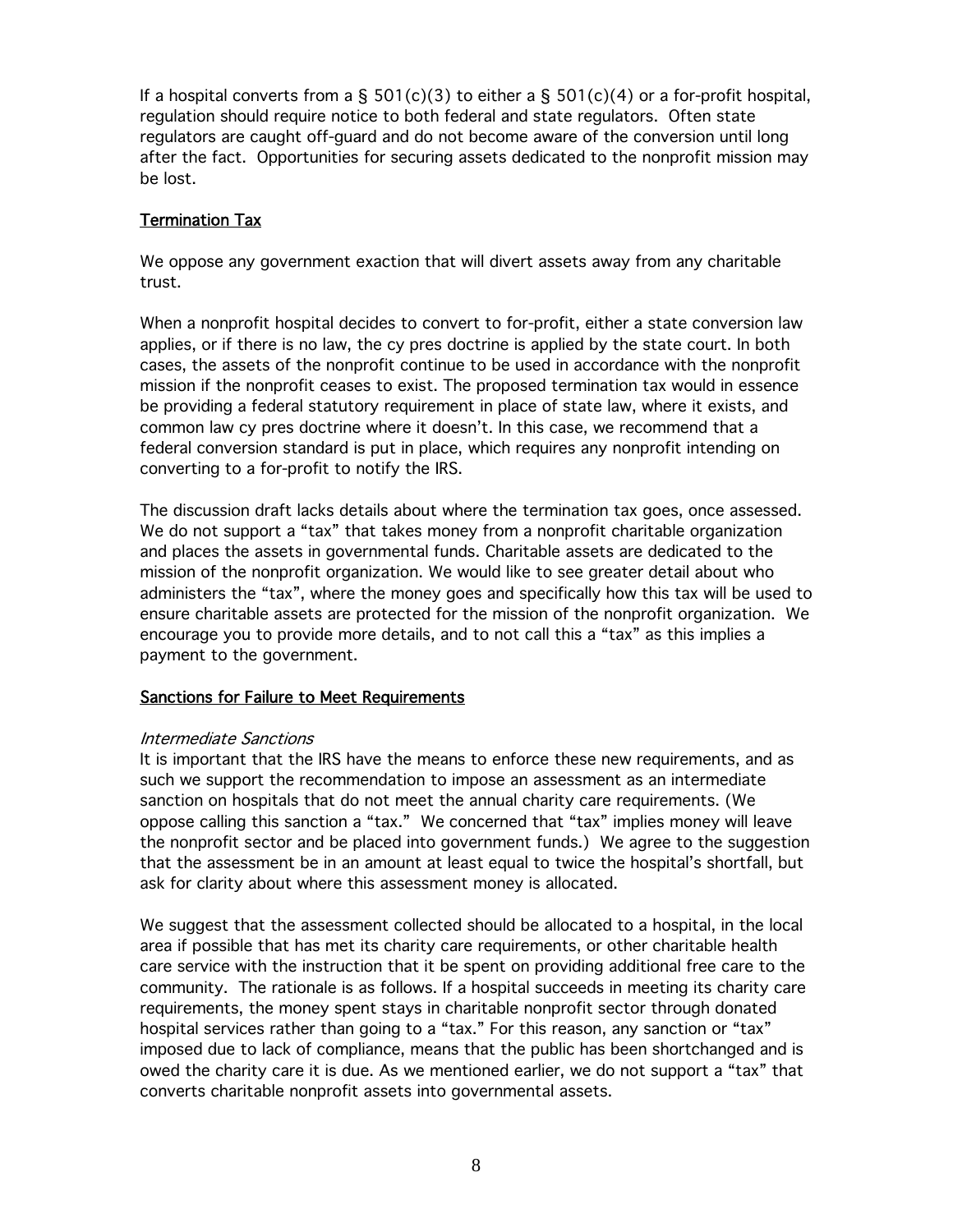If a hospital converts from a § 501(c)(3) to either a § 501(c)(4) or a for-profit hospital, regulation should require notice to both federal and state regulators. Often state regulators are caught off-guard and do not become aware of the conversion until long after the fact. Opportunities for securing assets dedicated to the nonprofit mission may be lost.

## Termination Tax

We oppose any government exaction that will divert assets away from any charitable trust.

When a nonprofit hospital decides to convert to for-profit, either a state conversion law applies, or if there is no law, the cy pres doctrine is applied by the state court. In both cases, the assets of the nonprofit continue to be used in accordance with the nonprofit mission if the nonprofit ceases to exist. The proposed termination tax would in essence be providing a federal statutory requirement in place of state law, where it exists, and common law cy pres doctrine where it doesn't. In this case, we recommend that a federal conversion standard is put in place, which requires any nonprofit intending on converting to a for-profit to notify the IRS.

The discussion draft lacks details about where the termination tax goes, once assessed. We do not support a "tax" that takes money from a nonprofit charitable organization and places the assets in governmental funds. Charitable assets are dedicated to the mission of the nonprofit organization. We would like to see greater detail about who administers the "tax", where the money goes and specifically how this tax will be used to ensure charitable assets are protected for the mission of the nonprofit organization. We encourage you to provide more details, and to not call this a "tax" as this implies a payment to the government.

## Sanctions for Failure to Meet Requirements

### *Intermediate Sanctions*

It is important that the IRS have the means to enforce these new requirements, and as such we support the recommendation to impose an assessment as an intermediate sanction on hospitals that do not meet the annual charity care requirements. (We oppose calling this sanction a "tax." We concerned that "tax" implies money will leave the nonprofit sector and be placed into government funds.) We agree to the suggestion that the assessment be in an amount at least equal to twice the hospital's shortfall, but ask for clarity about where this assessment money is allocated.

We suggest that the assessment collected should be allocated to a hospital, in the local area if possible that has met its charity care requirements, or other charitable health care service with the instruction that it be spent on providing additional free care to the community. The rationale is as follows. If a hospital succeeds in meeting its charity care requirements, the money spent stays in charitable nonprofit sector through donated hospital services rather than going to a "tax." For this reason, any sanction or "tax" imposed due to lack of compliance, means that the public has been shortchanged and is owed the charity care it is due. As we mentioned earlier, we do not support a "tax" that converts charitable nonprofit assets into governmental assets.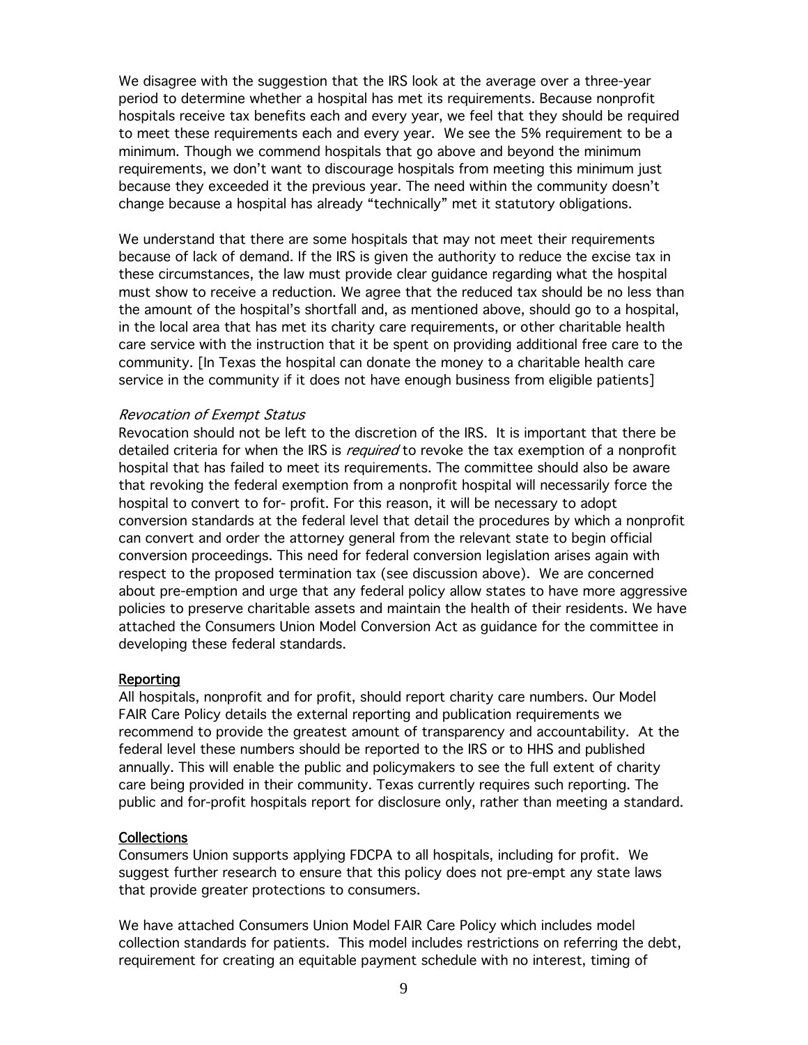We disagree with the suggestion that the IRS look at the average over a three-year period to determine whether a hospital has met its requirements. Because nonprofit hospitals receive tax benefits each and every year, we feel that they should be required to meet these requirements each and every year. We see the 5% requirement to be a minimum. Though we commend hospitals that go above and beyond the minimum requirements, we don't want to discourage hospitals from meeting this minimum just because they exceeded it the previous year. The need within the community doesn't change because a hospital has already "technically" met it statutory obligations.

We understand that there are some hospitals that may not meet their requirements because of lack of demand. If the IRS is given the authority to reduce the excise tax in these circumstances, the law must provide clear guidance regarding what the hospital must show to receive a reduction. We agree that the reduced tax should be no less than the amount of the hospital's shortfall and, as mentioned above, should go to a hospital, in the local area that has met its charity care requirements, or other charitable health care service with the instruction that it be spent on providing additional free care to the community. [In Texas the hospital can donate the money to a charitable health care service in the community if it does not have enough business from eligible patients]

*Revocation of Exempt Status*

Revocation should not be left to the discretion of the IRS. It is important that there be detailed criteria for when the IRS is *required* to revoke the tax exemption of a nonprofit hospital that has failed to meet its requirements. The committee should also be aware that revoking the federal exemption from a nonprofit hospital will necessarily force the hospital to convert to for- profit. For this reason, it will be necessary to adopt conversion standards at the federal level that detail the procedures by which a nonprofit can convert and order the attorney general from the relevant state to begin official conversion proceedings. This need for federal conversion legislation arises again with respect to the proposed termination tax (see discussion above). We are concerned about pre-emption and urge that any federal policy allow states to have more aggressive policies to preserve charitable assets and maintain the health of their residents. We have attached the Consumers Union Model Conversion Act as guidance for the committee in developing these federal standards.

<u>Reporting</u>

All hospitals, nonprofit and for profit, should report charity care numbers. Our Model FAIR Care Policy details the external reporting and publication requirements we recommend to provide the greatest amount of transparency and accountability. At the federal level these numbers should be reported to the IRS or to HHS and published annually. This will enable the public and policymakers to see the full extent of charity care being provided in their community. Texas currently requires such reporting. The public and for-profit hospitals report for disclosure only, rather than meeting a standard.

<u>Collections</u>

Consumers Union supports applying FDCPA to all hospitals, including for profit. We suggest further research to ensure that this policy does not pre-empt any state laws that provide greater protections to consumers.

We have attached Consumers Union Model FAIR Care Policy which includes model collection standards for patients. This model includes restrictions on referring the debt, requirement for creating an equitable payment schedule with no interest, timing of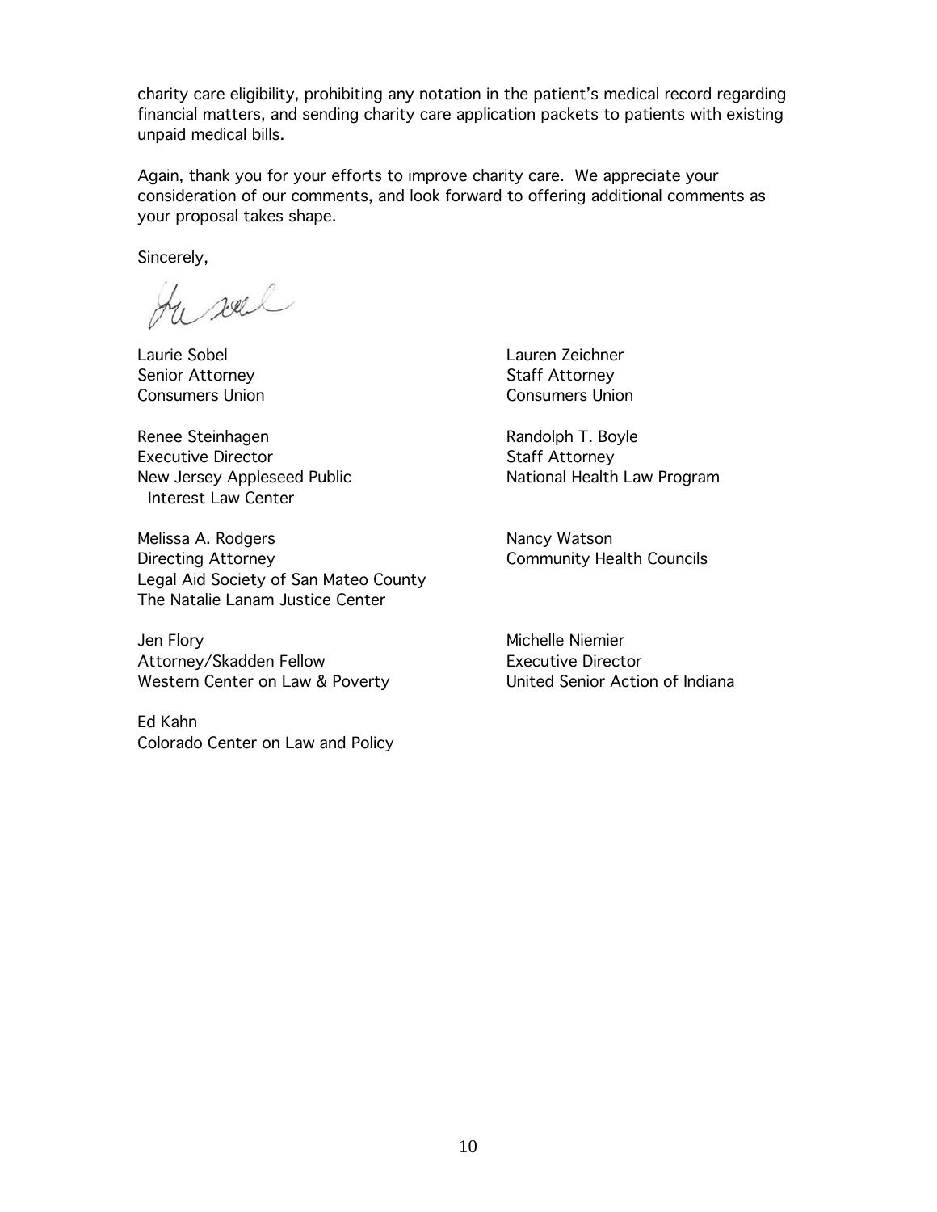charity care eligibility, prohibiting any notation in the patient's medical record regarding financial matters, and sending charity care application packets to patients with existing unpaid medical bills.

Again, thank you for your efforts to improve charity care. We appreciate your consideration of our comments, and look forward to offering additional comments as your proposal takes shape.

Sincerely,

Laurie Sobel
Senior Attorney
Consumers Union

Lauren Zeichner
Staff Attorney
Consumers Union

Renee Steinhagen
Executive Director
New Jersey Appleseed Public Interest Law Center

Randolph T. Boyle
Staff Attorney
National Health Law Program

Melissa A. Rodgers
Directing Attorney
Legal Aid Society of San Mateo County
The Natalie Lanam Justice Center

Nancy Watson
Community Health Councils

Jen Flory
Attorney/Skadden Fellow
Western Center on Law & Poverty

Michelle Niemier
Executive Director
United Senior Action of Indiana

Ed Kahn
Colorado Center on Law and Policy